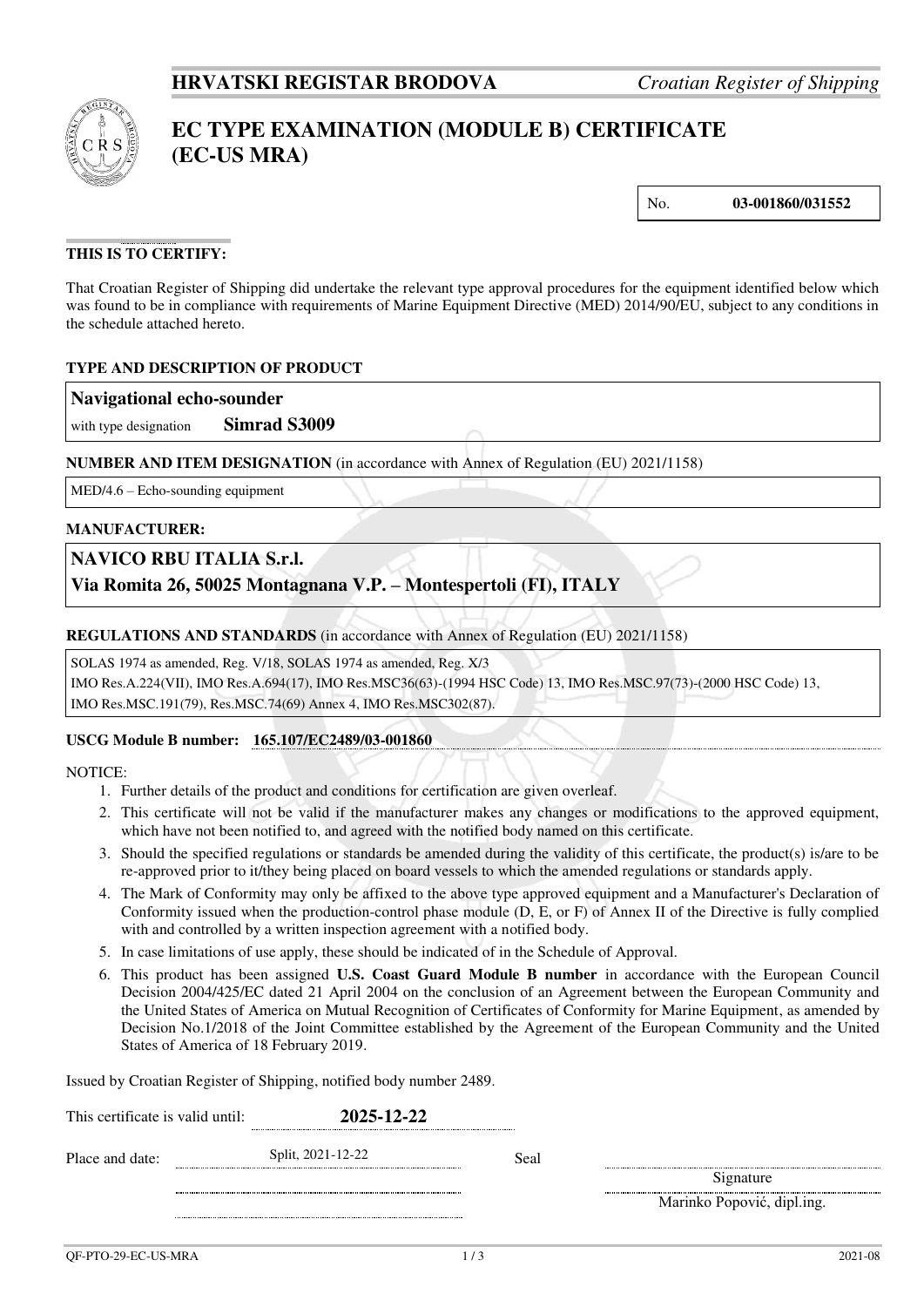**HRVATSKI REGISTAR BRODOVA** *Croatian Register of Shipping*

# EC TYPE EXAMINATION (MODULE B) CERTIFICATE (EC-US MRA)

No. **03-001860/031552**

**THIS IS TO CERTIFY:**

That Croatian Register of Shipping did undertake the relevant type approval procedures for the equipment identified below which was found to be in compliance with requirements of Marine Equipment Directive (MED) 2014/90/EU, subject to any conditions in the schedule attached hereto.

**TYPE AND DESCRIPTION OF PRODUCT**

**Navigational echo-sounder**

with type designation **Simrad S3009**

**NUMBER AND ITEM DESIGNATION** (in accordance with Annex of Regulation (EU) 2021/1158)

MED/4.6 – Echo-sounding equipment

**MANUFACTURER:**

**NAVICO RBU ITALIA S.r.l.**
**Via Romita 26, 50025 Montagnana V.P. – Montespertoli (FI), ITALY**

**REGULATIONS AND STANDARDS** (in accordance with Annex of Regulation (EU) 2021/1158)

SOLAS 1974 as amended, Reg. V/18, SOLAS 1974 as amended, Reg. X/3
IMO Res.A.224(VII), IMO Res.A.694(17), IMO Res.MSC36(63)-(1994 HSC Code) 13, IMO Res.MSC.97(73)-(2000 HSC Code) 13, IMO Res.MSC.191(79), Res.MSC.74(69) Annex 4, IMO Res.MSC302(87).

**USCG Module B number: 165.107/EC2489/03-001860**

NOTICE:

1. Further details of the product and conditions for certification are given overleaf.
2. This certificate will not be valid if the manufacturer makes any changes or modifications to the approved equipment, which have not been notified to, and agreed with the notified body named on this certificate.
3. Should the specified regulations or standards be amended during the validity of this certificate, the product(s) is/are to be re-approved prior to it/they being placed on board vessels to which the amended regulations or standards apply.
4. The Mark of Conformity may only be affixed to the above type approved equipment and a Manufacturer's Declaration of Conformity issued when the production-control phase module (D, E, or F) of Annex II of the Directive is fully complied with and controlled by a written inspection agreement with a notified body.
5. In case limitations of use apply, these should be indicated of in the Schedule of Approval.
6. This product has been assigned **U.S. Coast Guard Module B number** in accordance with the European Council Decision 2004/425/EC dated 21 April 2004 on the conclusion of an Agreement between the European Community and the United States of America on Mutual Recognition of Certificates of Conformity for Marine Equipment, as amended by Decision No.1/2018 of the Joint Committee established by the Agreement of the European Community and the United States of America of 18 February 2019.

Issued by Croatian Register of Shipping, notified body number 2489.

This certificate is valid until: **2025-12-22**

Place and date: Split, 2021-12-22

Seal

Signature

Marinko Popović, dipl.ing.

QF-PTO-29-EC-US-MRA 2021-08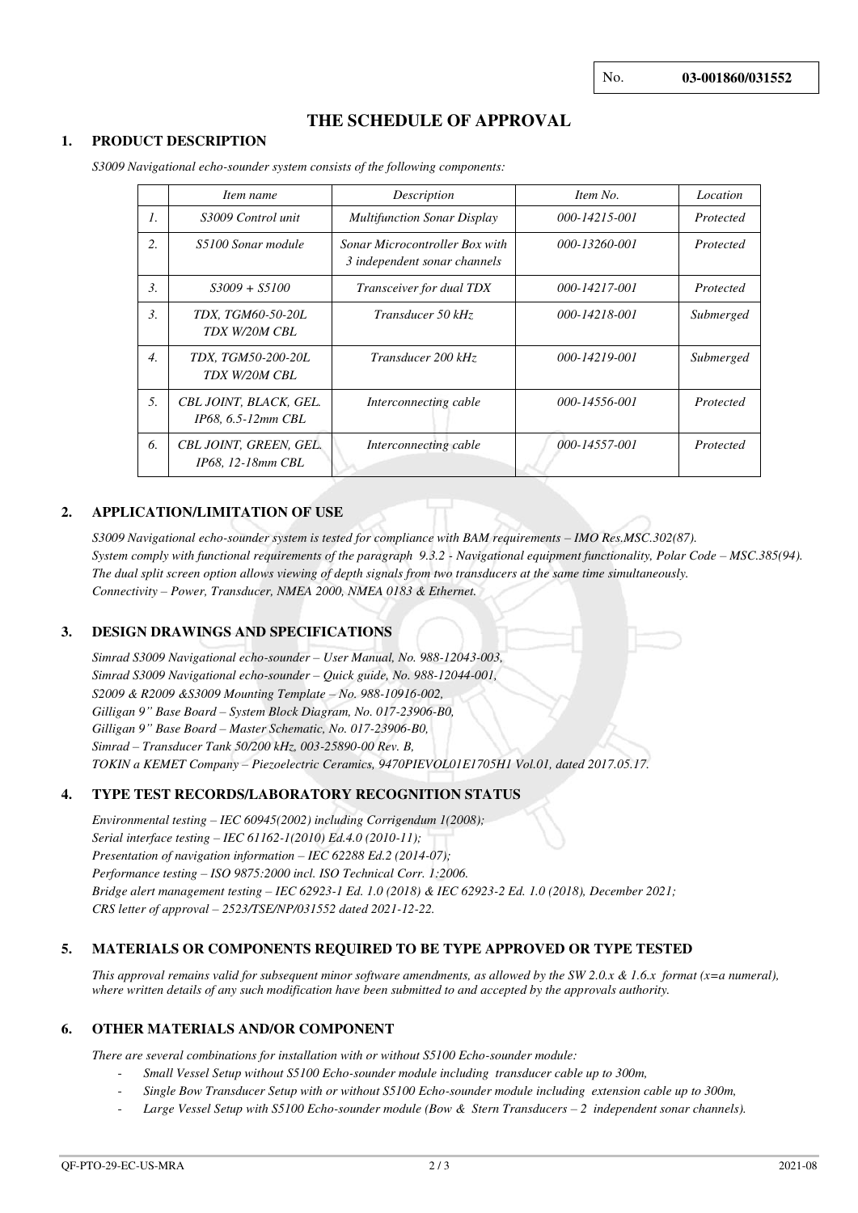No. **03-001860/031552**

# THE SCHEDULE OF APPROVAL

## 1. PRODUCT DESCRIPTION

*S3009 Navigational echo-sounder system consists of the following components:*

| | *Item name* | *Description* | *Item No.* | *Location* |
|---|---|---|---|---|
| *1.* | *S3009 Control unit* | *Multifunction Sonar Display* | *000-14215-001* | *Protected* |
| *2.* | *S5100 Sonar module* | *Sonar Microcontroller Box with 3 independent sonar channels* | *000-13260-001* | *Protected* |
| *3.* | *S3009 + S5100* | *Transceiver for dual TDX* | *000-14217-001* | *Protected* |
| *3.* | *TDX, TGM60-50-20L TDX W/20M CBL* | *Transducer 50 kHz* | *000-14218-001* | *Submerged* |
| *4.* | *TDX, TGM50-200-20L TDX W/20M CBL* | *Transducer 200 kHz* | *000-14219-001* | *Submerged* |
| *5.* | *CBL JOINT, BLACK, GEL. IP68, 6.5-12mm CBL* | *Interconnecting cable* | *000-14556-001* | *Protected* |
| *6.* | *CBL JOINT, GREEN, GEL. IP68, 12-18mm CBL* | *Interconnecting cable* | *000-14557-001* | *Protected* |

## 2. APPLICATION/LIMITATION OF USE

*S3009 Navigational echo-sounder system is tested for compliance with BAM requirements – IMO Res.MSC.302(87).*
*System comply with functional requirements of the paragraph 9.3.2 - Navigational equipment functionality, Polar Code – MSC.385(94).*
*The dual split screen option allows viewing of depth signals from two transducers at the same time simultaneously.*
*Connectivity – Power, Transducer, NMEA 2000, NMEA 0183 & Ethernet.*

## 3. DESIGN DRAWINGS AND SPECIFICATIONS

*Simrad S3009 Navigational echo-sounder – User Manual, No. 988-12043-003,*
*Simrad S3009 Navigational echo-sounder – Quick guide, No. 988-12044-001,*
*S2009 & R2009 &S3009 Mounting Template – No. 988-10916-002,*
*Gilligan 9" Base Board – System Block Diagram, No. 017-23906-B0,*
*Gilligan 9" Base Board – Master Schematic, No. 017-23906-B0,*
*Simrad – Transducer Tank 50/200 kHz, 003-25890-00 Rev. B,*
*TOKIN a KEMET Company – Piezoelectric Ceramics, 9470PIEVOL01E1705H1 Vol.01, dated 2017.05.17.*

## 4. TYPE TEST RECORDS/LABORATORY RECOGNITION STATUS

*Environmental testing – IEC 60945(2002) including Corrigendum 1(2008);*
*Serial interface testing – IEC 61162-1(2010) Ed.4.0 (2010-11);*
*Presentation of navigation information – IEC 62288 Ed.2 (2014-07);*
*Performance testing – ISO 9875:2000 incl. ISO Technical Corr. 1:2006.*
*Bridge alert management testing – IEC 62923-1 Ed. 1.0 (2018) & IEC 62923-2 Ed. 1.0 (2018), December 2021;*
*CRS letter of approval – 2523/TSE/NP/031552 dated 2021-12-22.*

## 5. MATERIALS OR COMPONENTS REQUIRED TO BE TYPE APPROVED OR TYPE TESTED

*This approval remains valid for subsequent minor software amendments, as allowed by the SW 2.0.x & 1.6.x format (x=a numeral), where written details of any such modification have been submitted to and accepted by the approvals authority.*

## 6. OTHER MATERIALS AND/OR COMPONENT

*There are several combinations for installation with or without S5100 Echo-sounder module:*

- *Small Vessel Setup without S5100 Echo-sounder module including transducer cable up to 300m,*
- *Single Bow Transducer Setup with or without S5100 Echo-sounder module including extension cable up to 300m,*
- *Large Vessel Setup with S5100 Echo-sounder module (Bow & Stern Transducers – 2 independent sonar channels).*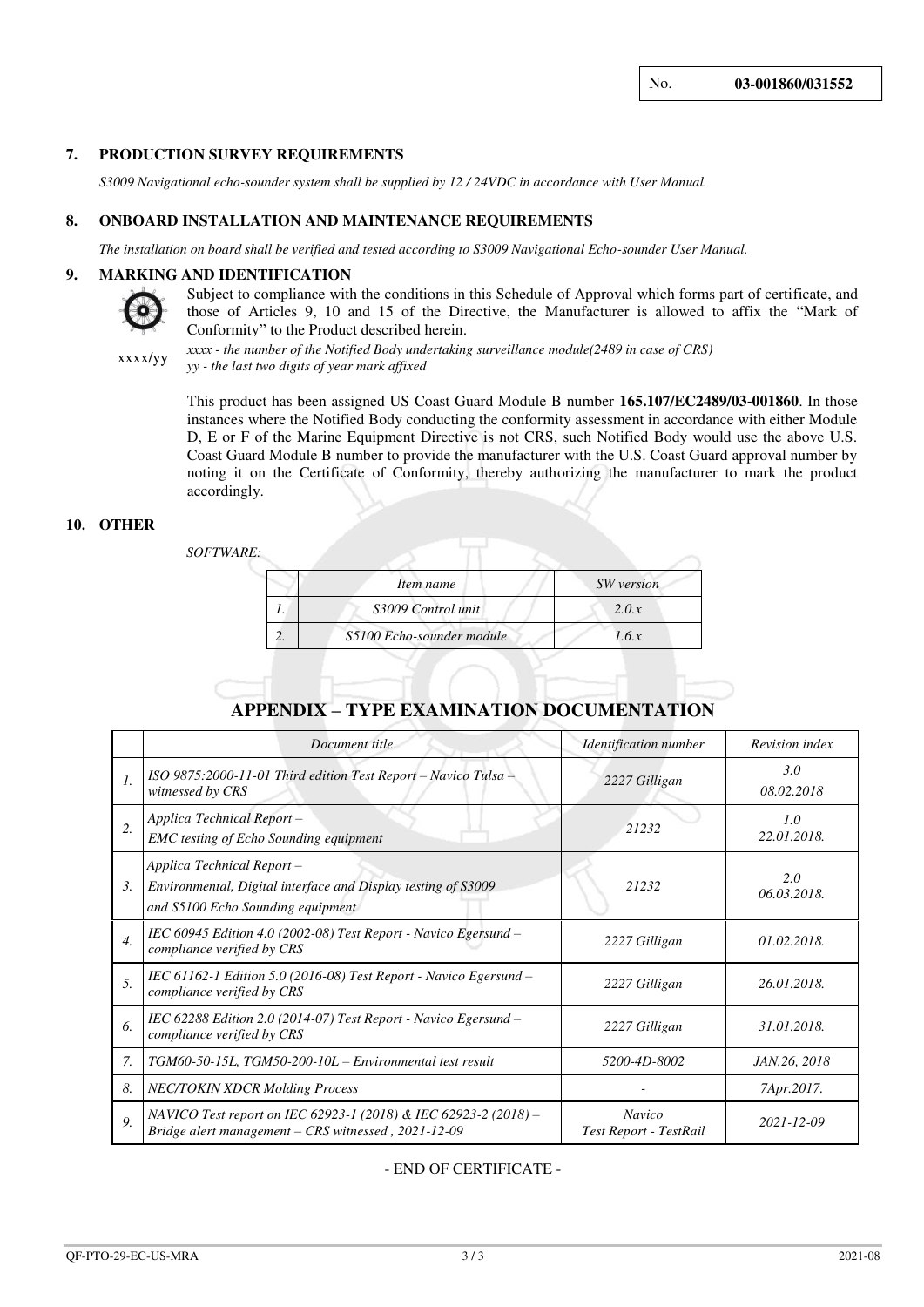No. **03-001860/031552**

## 7. PRODUCTION SURVEY REQUIREMENTS

*S3009 Navigational echo-sounder system shall be supplied by 12 / 24VDC in accordance with User Manual.*

## 8. ONBOARD INSTALLATION AND MAINTENANCE REQUIREMENTS

*The installation on board shall be verified and tested according to S3009 Navigational Echo-sounder User Manual.*

## 9. MARKING AND IDENTIFICATION

Subject to compliance with the conditions in this Schedule of Approval which forms part of certificate, and those of Articles 9, 10 and 15 of the Directive, the Manufacturer is allowed to affix the "Mark of Conformity" to the Product described herein.

xxxx/yy

*xxxx - the number of the Notified Body undertaking surveillance module(2489 in case of CRS)*
*yy - the last two digits of year mark affixed*

This product has been assigned US Coast Guard Module B number **165.107/EC2489/03-001860**. In those instances where the Notified Body conducting the conformity assessment in accordance with either Module D, E or F of the Marine Equipment Directive is not CRS, such Notified Body would use the above U.S. Coast Guard Module B number to provide the manufacturer with the U.S. Coast Guard approval number by noting it on the Certificate of Conformity, thereby authorizing the manufacturer to mark the product accordingly.

## 10. OTHER

*SOFTWARE:*

| | *Item name* | *SW version* |
|---|---|---|
| *1.* | *S3009 Control unit* | *2.0.x* |
| *2.* | *S5100 Echo-sounder module* | *1.6.x* |

## APPENDIX – TYPE EXAMINATION DOCUMENTATION

| | *Document title* | *Identification number* | *Revision index* |
|---|---|---|---|
| *1.* | *ISO 9875:2000-11-01 Third edition Test Report – Navico Tulsa – witnessed by CRS* | *2227 Gilligan* | *3.0 08.02.2018* |
| *2.* | *Applica Technical Report – EMC testing of Echo Sounding equipment* | *21232* | *1.0 22.01.2018.* |
| *3.* | *Applica Technical Report – Environmental, Digital interface and Display testing of S3009 and S5100 Echo Sounding equipment* | *21232* | *2.0 06.03.2018.* |
| *4.* | *IEC 60945 Edition 4.0 (2002-08) Test Report - Navico Egersund – compliance verified by CRS* | *2227 Gilligan* | *01.02.2018.* |
| *5.* | *IEC 61162-1 Edition 5.0 (2016-08) Test Report - Navico Egersund – compliance verified by CRS* | *2227 Gilligan* | *26.01.2018.* |
| *6.* | *IEC 62288 Edition 2.0 (2014-07) Test Report - Navico Egersund – compliance verified by CRS* | *2227 Gilligan* | *31.01.2018.* |
| *7.* | *TGM60-50-15L, TGM50-200-10L – Environmental test result* | *5200-4D-8002* | *JAN.26, 2018* |
| *8.* | *NEC/TOKIN XDCR Molding Process* | *-* | *7Apr.2017.* |
| *9.* | *NAVICO Test report on IEC 62923-1 (2018) & IEC 62923-2 (2018) – Bridge alert management – CRS witnessed , 2021-12-09* | *Navico Test Report - TestRail* | *2021-12-09* |

- END OF CERTIFICATE -